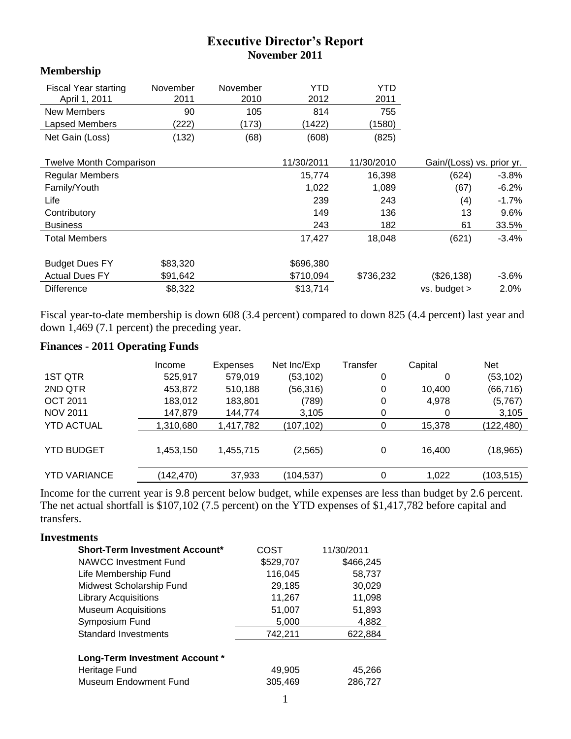# Executive Director's Report

## November 2011

### Membership

| Fiscal Year starting April 1, 2011 | November 2011 | November 2010 | YTD 2012 | YTD 2011 |
|---|---|---|---|---|
| New Members | 90 | 105 | 814 | 755 |
| Lapsed Members | (222) | (173) | (1422) | (1580) |
| Net Gain (Loss) | (132) | (68) | (608) | (825) |

| Twelve Month Comparison | | | 11/30/2011 | 11/30/2010 | Gain/(Loss) vs. prior yr. | |
|---|---|---|---|---|---|---|
| Regular Members | | | 15,774 | 16,398 | (624) | -3.8% |
| Family/Youth | | | 1,022 | 1,089 | (67) | -6.2% |
| Life | | | 239 | 243 | (4) | -1.7% |
| Contributory | | | 149 | 136 | 13 | 9.6% |
| Business | | | 243 | 182 | 61 | 33.5% |
| Total Members | | | 17,427 | 18,048 | (621) | -3.4% |
| | | | | | | |
| Budget Dues FY | $83,320 | | $696,380 | | | |
| Actual Dues FY | $91,642 | | $710,094 | $736,232 | ($26,138) | -3.6% |
| Difference | $8,322 | | $13,714 | | vs. budget > | 2.0% |

Fiscal year-to-date membership is down 608 (3.4 percent) compared to down 825 (4.4 percent) last year and down 1,469 (7.1 percent) the preceding year.

### Finances - 2011 Operating Funds

| | Income | Expenses | Net Inc/Exp | Transfer | Capital | Net |
|---|---|---|---|---|---|---|
| 1ST QTR | 525,917 | 579,019 | (53,102) | 0 | 0 | (53,102) |
| 2ND QTR | 453,872 | 510,188 | (56,316) | 0 | 10,400 | (66,716) |
| OCT 2011 | 183,012 | 183,801 | (789) | 0 | 4,978 | (5,767) |
| NOV 2011 | 147,879 | 144,774 | 3,105 | 0 | 0 | 3,105 |
| YTD ACTUAL | 1,310,680 | 1,417,782 | (107,102) | 0 | 15,378 | (122,480) |
| YTD BUDGET | 1,453,150 | 1,455,715 | (2,565) | 0 | 16,400 | (18,965) |
| YTD VARIANCE | (142,470) | 37,933 | (104,537) | 0 | 1,022 | (103,515) |

Income for the current year is 9.8 percent below budget, while expenses are less than budget by 2.6 percent. The net actual shortfall is $107,102 (7.5 percent) on the YTD expenses of $1,417,782 before capital and transfers.

### Investments

| Short-Term Investment Account* | COST | 11/30/2011 |
|---|---|---|
| NAWCC Investment Fund | $529,707 | $466,245 |
| Life Membership Fund | 116,045 | 58,737 |
| Midwest Scholarship Fund | 29,185 | 30,029 |
| Library Acquisitions | 11,267 | 11,098 |
| Museum Acquisitions | 51,007 | 51,893 |
| Symposium Fund | 5,000 | 4,882 |
| Standard Investments | 742,211 | 622,884 |
| | | |
| **Long-Term Investment Account *** | | |
| Heritage Fund | 49,905 | 45,266 |
| Museum Endowment Fund | 305,469 | 286,727 |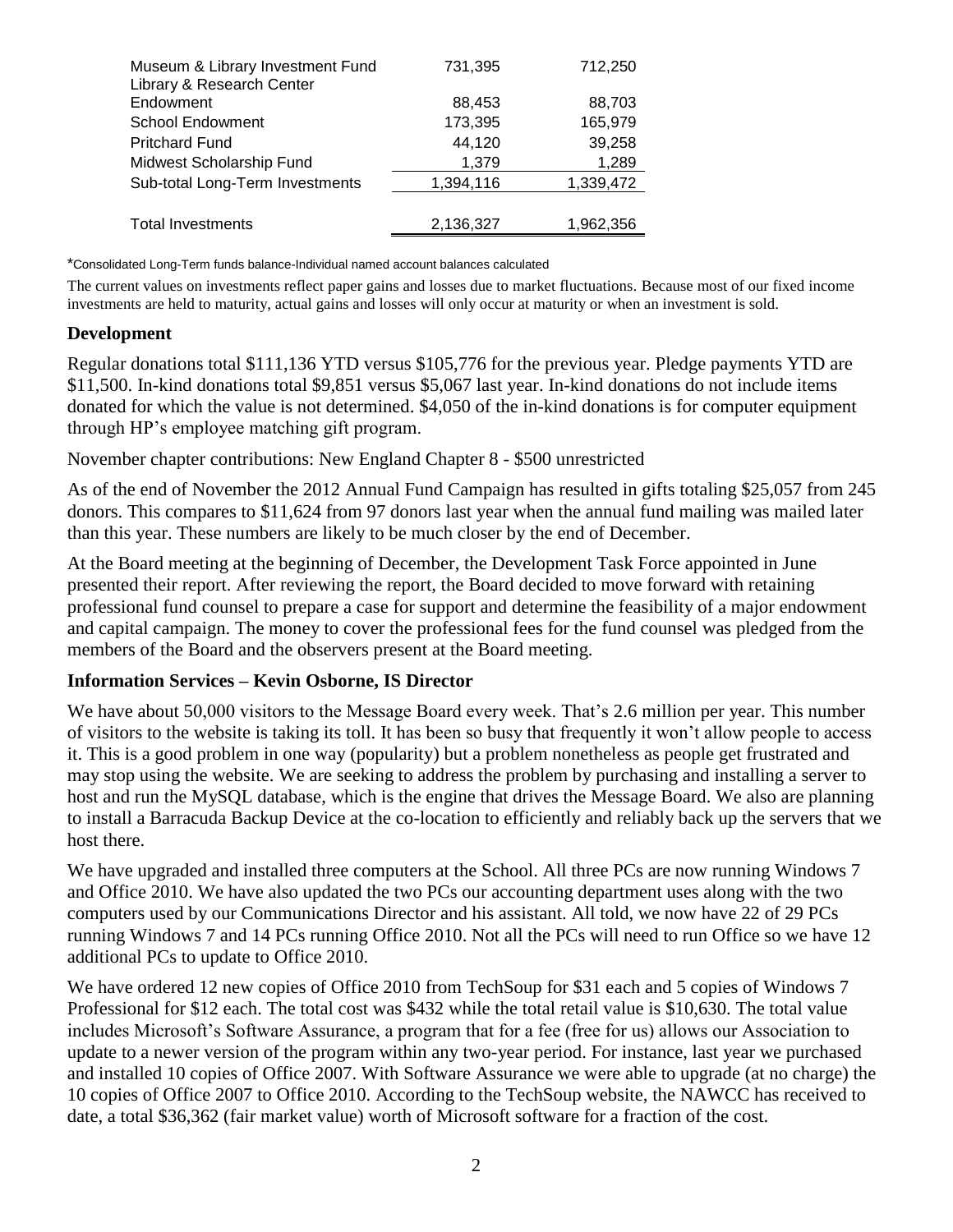| | | |
|---|---|---|
| Museum & Library Investment Fund | 731,395 | 712,250 |
| Library & Research Center Endowment | 88,453 | 88,703 |
| School Endowment | 173,395 | 165,979 |
| Pritchard Fund | 44,120 | 39,258 |
| Midwest Scholarship Fund | 1,379 | 1,289 |
| Sub-total Long-Term Investments | 1,394,116 | 1,339,472 |
| | | |
| Total Investments | 2,136,327 | 1,962,356 |

*Consolidated Long-Term funds balance-Individual named account balances calculated

The current values on investments reflect paper gains and losses due to market fluctuations. Because most of our fixed income investments are held to maturity, actual gains and losses will only occur at maturity or when an investment is sold.

### Development

Regular donations total $111,136 YTD versus $105,776 for the previous year. Pledge payments YTD are $11,500. In-kind donations total $9,851 versus $5,067 last year. In-kind donations do not include items donated for which the value is not determined. $4,050 of the in-kind donations is for computer equipment through HP's employee matching gift program.

November chapter contributions: New England Chapter 8 - $500 unrestricted

As of the end of November the 2012 Annual Fund Campaign has resulted in gifts totaling $25,057 from 245 donors. This compares to $11,624 from 97 donors last year when the annual fund mailing was mailed later than this year. These numbers are likely to be much closer by the end of December.

At the Board meeting at the beginning of December, the Development Task Force appointed in June presented their report. After reviewing the report, the Board decided to move forward with retaining professional fund counsel to prepare a case for support and determine the feasibility of a major endowment and capital campaign. The money to cover the professional fees for the fund counsel was pledged from the members of the Board and the observers present at the Board meeting.

### Information Services – Kevin Osborne, IS Director

We have about 50,000 visitors to the Message Board every week. That's 2.6 million per year. This number of visitors to the website is taking its toll. It has been so busy that frequently it won't allow people to access it. This is a good problem in one way (popularity) but a problem nonetheless as people get frustrated and may stop using the website. We are seeking to address the problem by purchasing and installing a server to host and run the MySQL database, which is the engine that drives the Message Board. We also are planning to install a Barracuda Backup Device at the co-location to efficiently and reliably back up the servers that we host there.

We have upgraded and installed three computers at the School. All three PCs are now running Windows 7 and Office 2010. We have also updated the two PCs our accounting department uses along with the two computers used by our Communications Director and his assistant. All told, we now have 22 of 29 PCs running Windows 7 and 14 PCs running Office 2010. Not all the PCs will need to run Office so we have 12 additional PCs to update to Office 2010.

We have ordered 12 new copies of Office 2010 from TechSoup for $31 each and 5 copies of Windows 7 Professional for $12 each. The total cost was $432 while the total retail value is $10,630. The total value includes Microsoft's Software Assurance, a program that for a fee (free for us) allows our Association to update to a newer version of the program within any two-year period. For instance, last year we purchased and installed 10 copies of Office 2007. With Software Assurance we were able to upgrade (at no charge) the 10 copies of Office 2007 to Office 2010. According to the TechSoup website, the NAWCC has received to date, a total $36,362 (fair market value) worth of Microsoft software for a fraction of the cost.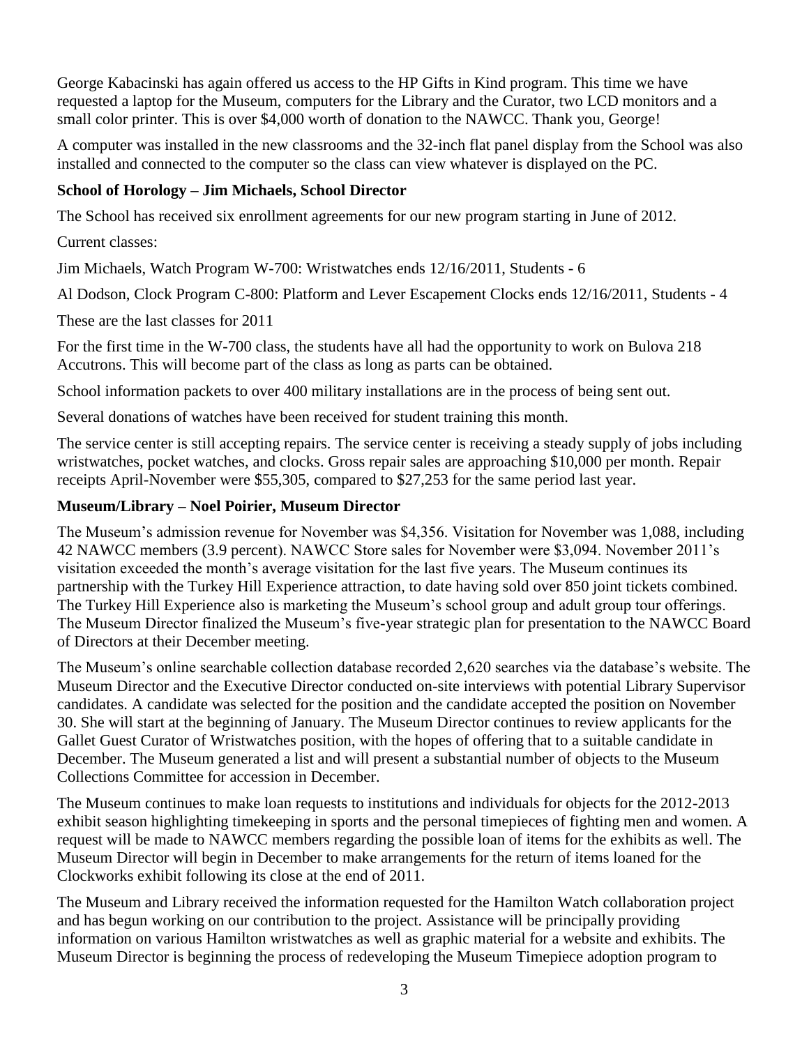George Kabacinski has again offered us access to the HP Gifts in Kind program. This time we have requested a laptop for the Museum, computers for the Library and the Curator, two LCD monitors and a small color printer. This is over $4,000 worth of donation to the NAWCC. Thank you, George!

A computer was installed in the new classrooms and the 32-inch flat panel display from the School was also installed and connected to the computer so the class can view whatever is displayed on the PC.

**School of Horology – Jim Michaels, School Director**

The School has received six enrollment agreements for our new program starting in June of 2012.

Current classes:

Jim Michaels, Watch Program W-700: Wristwatches ends 12/16/2011, Students - 6

Al Dodson, Clock Program C-800: Platform and Lever Escapement Clocks ends 12/16/2011, Students - 4

These are the last classes for 2011

For the first time in the W-700 class, the students have all had the opportunity to work on Bulova 218 Accutrons. This will become part of the class as long as parts can be obtained.

School information packets to over 400 military installations are in the process of being sent out.

Several donations of watches have been received for student training this month.

The service center is still accepting repairs. The service center is receiving a steady supply of jobs including wristwatches, pocket watches, and clocks. Gross repair sales are approaching $10,000 per month. Repair receipts April-November were $55,305, compared to $27,253 for the same period last year.

**Museum/Library – Noel Poirier, Museum Director**

The Museum's admission revenue for November was $4,356. Visitation for November was 1,088, including 42 NAWCC members (3.9 percent). NAWCC Store sales for November were $3,094. November 2011's visitation exceeded the month's average visitation for the last five years. The Museum continues its partnership with the Turkey Hill Experience attraction, to date having sold over 850 joint tickets combined. The Turkey Hill Experience also is marketing the Museum's school group and adult group tour offerings. The Museum Director finalized the Museum's five-year strategic plan for presentation to the NAWCC Board of Directors at their December meeting.

The Museum's online searchable collection database recorded 2,620 searches via the database's website. The Museum Director and the Executive Director conducted on-site interviews with potential Library Supervisor candidates. A candidate was selected for the position and the candidate accepted the position on November 30. She will start at the beginning of January. The Museum Director continues to review applicants for the Gallet Guest Curator of Wristwatches position, with the hopes of offering that to a suitable candidate in December. The Museum generated a list and will present a substantial number of objects to the Museum Collections Committee for accession in December.

The Museum continues to make loan requests to institutions and individuals for objects for the 2012-2013 exhibit season highlighting timekeeping in sports and the personal timepieces of fighting men and women. A request will be made to NAWCC members regarding the possible loan of items for the exhibits as well. The Museum Director will begin in December to make arrangements for the return of items loaned for the Clockworks exhibit following its close at the end of 2011.

The Museum and Library received the information requested for the Hamilton Watch collaboration project and has begun working on our contribution to the project. Assistance will be principally providing information on various Hamilton wristwatches as well as graphic material for a website and exhibits. The Museum Director is beginning the process of redeveloping the Museum Timepiece adoption program to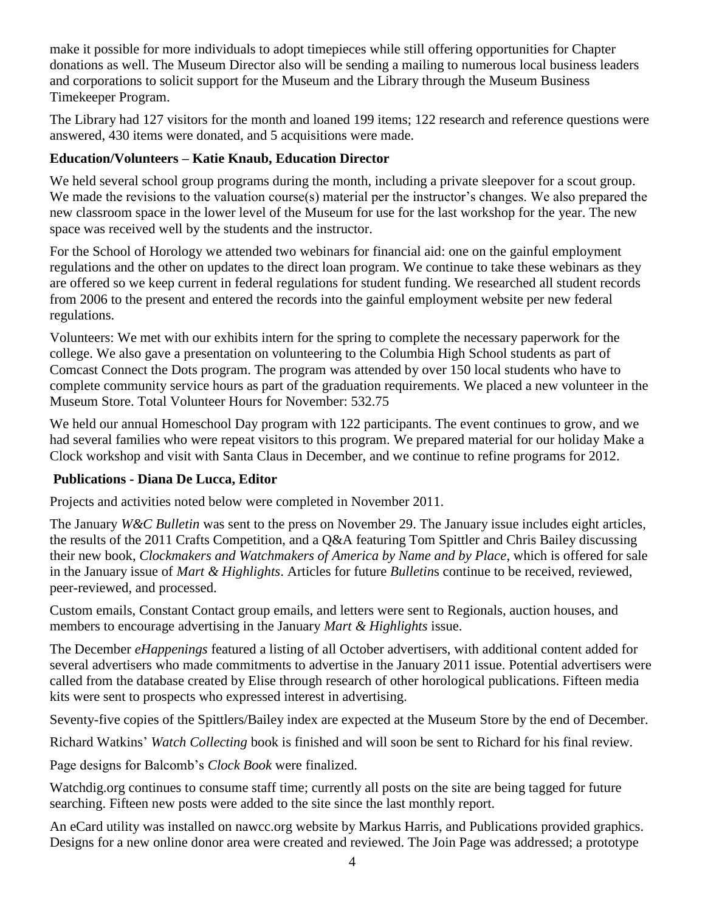make it possible for more individuals to adopt timepieces while still offering opportunities for Chapter donations as well. The Museum Director also will be sending a mailing to numerous local business leaders and corporations to solicit support for the Museum and the Library through the Museum Business Timekeeper Program.

The Library had 127 visitors for the month and loaned 199 items; 122 research and reference questions were answered, 430 items were donated, and 5 acquisitions were made.

**Education/Volunteers – Katie Knaub, Education Director**

We held several school group programs during the month, including a private sleepover for a scout group. We made the revisions to the valuation course(s) material per the instructor's changes. We also prepared the new classroom space in the lower level of the Museum for use for the last workshop for the year. The new space was received well by the students and the instructor.

For the School of Horology we attended two webinars for financial aid: one on the gainful employment regulations and the other on updates to the direct loan program. We continue to take these webinars as they are offered so we keep current in federal regulations for student funding. We researched all student records from 2006 to the present and entered the records into the gainful employment website per new federal regulations.

Volunteers: We met with our exhibits intern for the spring to complete the necessary paperwork for the college. We also gave a presentation on volunteering to the Columbia High School students as part of Comcast Connect the Dots program. The program was attended by over 150 local students who have to complete community service hours as part of the graduation requirements. We placed a new volunteer in the Museum Store. Total Volunteer Hours for November: 532.75

We held our annual Homeschool Day program with 122 participants. The event continues to grow, and we had several families who were repeat visitors to this program. We prepared material for our holiday Make a Clock workshop and visit with Santa Claus in December, and we continue to refine programs for 2012.

**Publications - Diana De Lucca, Editor**

Projects and activities noted below were completed in November 2011.

The January *W&C Bulletin* was sent to the press on November 29. The January issue includes eight articles, the results of the 2011 Crafts Competition, and a Q&A featuring Tom Spittler and Chris Bailey discussing their new book, *Clockmakers and Watchmakers of America by Name and by Place*, which is offered for sale in the January issue of *Mart & Highlights*. Articles for future *Bulletin*s continue to be received, reviewed, peer-reviewed, and processed.

Custom emails, Constant Contact group emails, and letters were sent to Regionals, auction houses, and members to encourage advertising in the January *Mart & Highlights* issue.

The December *eHappenings* featured a listing of all October advertisers, with additional content added for several advertisers who made commitments to advertise in the January 2011 issue. Potential advertisers were called from the database created by Elise through research of other horological publications. Fifteen media kits were sent to prospects who expressed interest in advertising.

Seventy-five copies of the Spittlers/Bailey index are expected at the Museum Store by the end of December.

Richard Watkins' *Watch Collecting* book is finished and will soon be sent to Richard for his final review.

Page designs for Balcomb's *Clock Book* were finalized.

Watchdig.org continues to consume staff time; currently all posts on the site are being tagged for future searching. Fifteen new posts were added to the site since the last monthly report.

An eCard utility was installed on nawcc.org website by Markus Harris, and Publications provided graphics. Designs for a new online donor area were created and reviewed. The Join Page was addressed; a prototype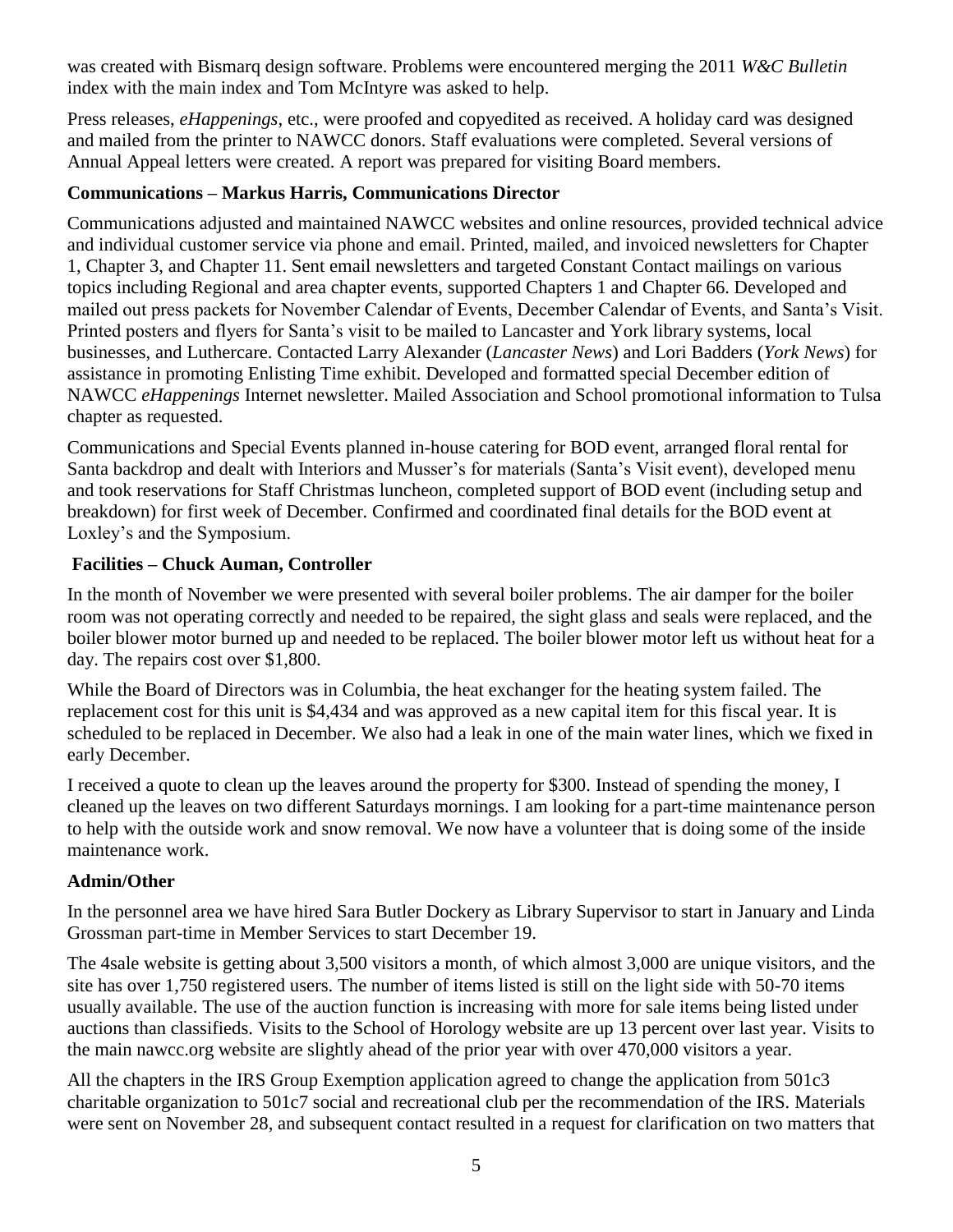was created with Bismarq design software. Problems were encountered merging the 2011 *W&C Bulletin* index with the main index and Tom McIntyre was asked to help.

Press releases, *eHappenings*, etc., were proofed and copyedited as received. A holiday card was designed and mailed from the printer to NAWCC donors. Staff evaluations were completed. Several versions of Annual Appeal letters were created. A report was prepared for visiting Board members.

**Communications – Markus Harris, Communications Director**

Communications adjusted and maintained NAWCC websites and online resources, provided technical advice and individual customer service via phone and email. Printed, mailed, and invoiced newsletters for Chapter 1, Chapter 3, and Chapter 11. Sent email newsletters and targeted Constant Contact mailings on various topics including Regional and area chapter events, supported Chapters 1 and Chapter 66. Developed and mailed out press packets for November Calendar of Events, December Calendar of Events, and Santa's Visit. Printed posters and flyers for Santa's visit to be mailed to Lancaster and York library systems, local businesses, and Luthercare. Contacted Larry Alexander (*Lancaster News*) and Lori Badders (*York News*) for assistance in promoting Enlisting Time exhibit. Developed and formatted special December edition of NAWCC *eHappenings* Internet newsletter. Mailed Association and School promotional information to Tulsa chapter as requested.

Communications and Special Events planned in-house catering for BOD event, arranged floral rental for Santa backdrop and dealt with Interiors and Musser's for materials (Santa's Visit event), developed menu and took reservations for Staff Christmas luncheon, completed support of BOD event (including setup and breakdown) for first week of December. Confirmed and coordinated final details for the BOD event at Loxley's and the Symposium.

**Facilities – Chuck Auman, Controller**

In the month of November we were presented with several boiler problems. The air damper for the boiler room was not operating correctly and needed to be repaired, the sight glass and seals were replaced, and the boiler blower motor burned up and needed to be replaced. The boiler blower motor left us without heat for a day. The repairs cost over $1,800.

While the Board of Directors was in Columbia, the heat exchanger for the heating system failed. The replacement cost for this unit is $4,434 and was approved as a new capital item for this fiscal year. It is scheduled to be replaced in December. We also had a leak in one of the main water lines, which we fixed in early December.

I received a quote to clean up the leaves around the property for $300. Instead of spending the money, I cleaned up the leaves on two different Saturdays mornings. I am looking for a part-time maintenance person to help with the outside work and snow removal. We now have a volunteer that is doing some of the inside maintenance work.

**Admin/Other**

In the personnel area we have hired Sara Butler Dockery as Library Supervisor to start in January and Linda Grossman part-time in Member Services to start December 19.

The 4sale website is getting about 3,500 visitors a month, of which almost 3,000 are unique visitors, and the site has over 1,750 registered users. The number of items listed is still on the light side with 50-70 items usually available. The use of the auction function is increasing with more for sale items being listed under auctions than classifieds. Visits to the School of Horology website are up 13 percent over last year. Visits to the main nawcc.org website are slightly ahead of the prior year with over 470,000 visitors a year.

All the chapters in the IRS Group Exemption application agreed to change the application from 501c3 charitable organization to 501c7 social and recreational club per the recommendation of the IRS. Materials were sent on November 28, and subsequent contact resulted in a request for clarification on two matters that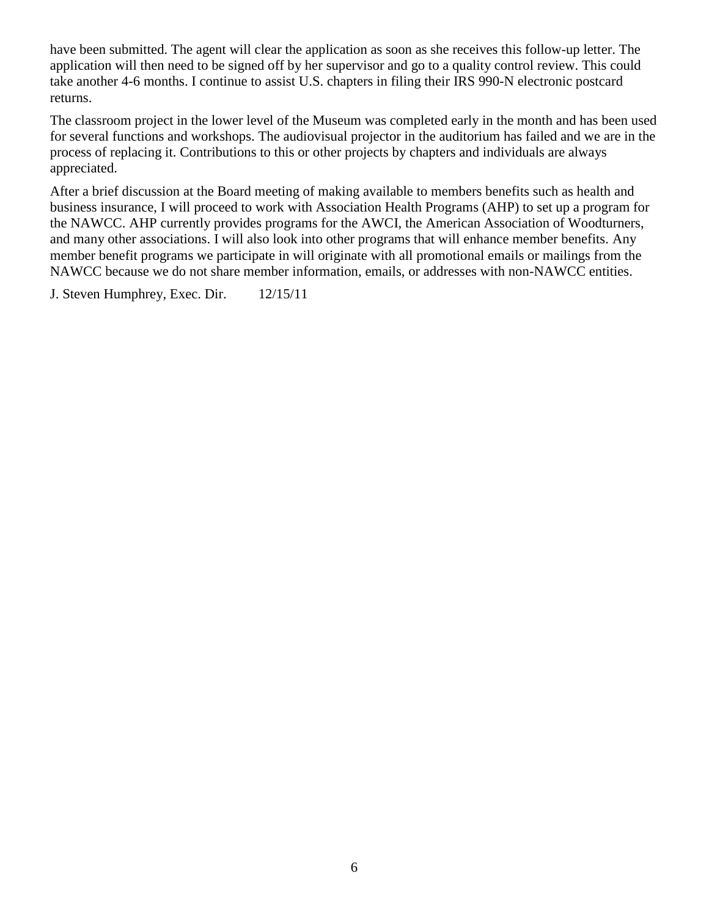have been submitted. The agent will clear the application as soon as she receives this follow-up letter. The application will then need to be signed off by her supervisor and go to a quality control review. This could take another 4-6 months. I continue to assist U.S. chapters in filing their IRS 990-N electronic postcard returns.

The classroom project in the lower level of the Museum was completed early in the month and has been used for several functions and workshops. The audiovisual projector in the auditorium has failed and we are in the process of replacing it. Contributions to this or other projects by chapters and individuals are always appreciated.

After a brief discussion at the Board meeting of making available to members benefits such as health and business insurance, I will proceed to work with Association Health Programs (AHP) to set up a program for the NAWCC. AHP currently provides programs for the AWCI, the American Association of Woodturners, and many other associations. I will also look into other programs that will enhance member benefits. Any member benefit programs we participate in will originate with all promotional emails or mailings from the NAWCC because we do not share member information, emails, or addresses with non-NAWCC entities.

J. Steven Humphrey, Exec. Dir.  12/15/11